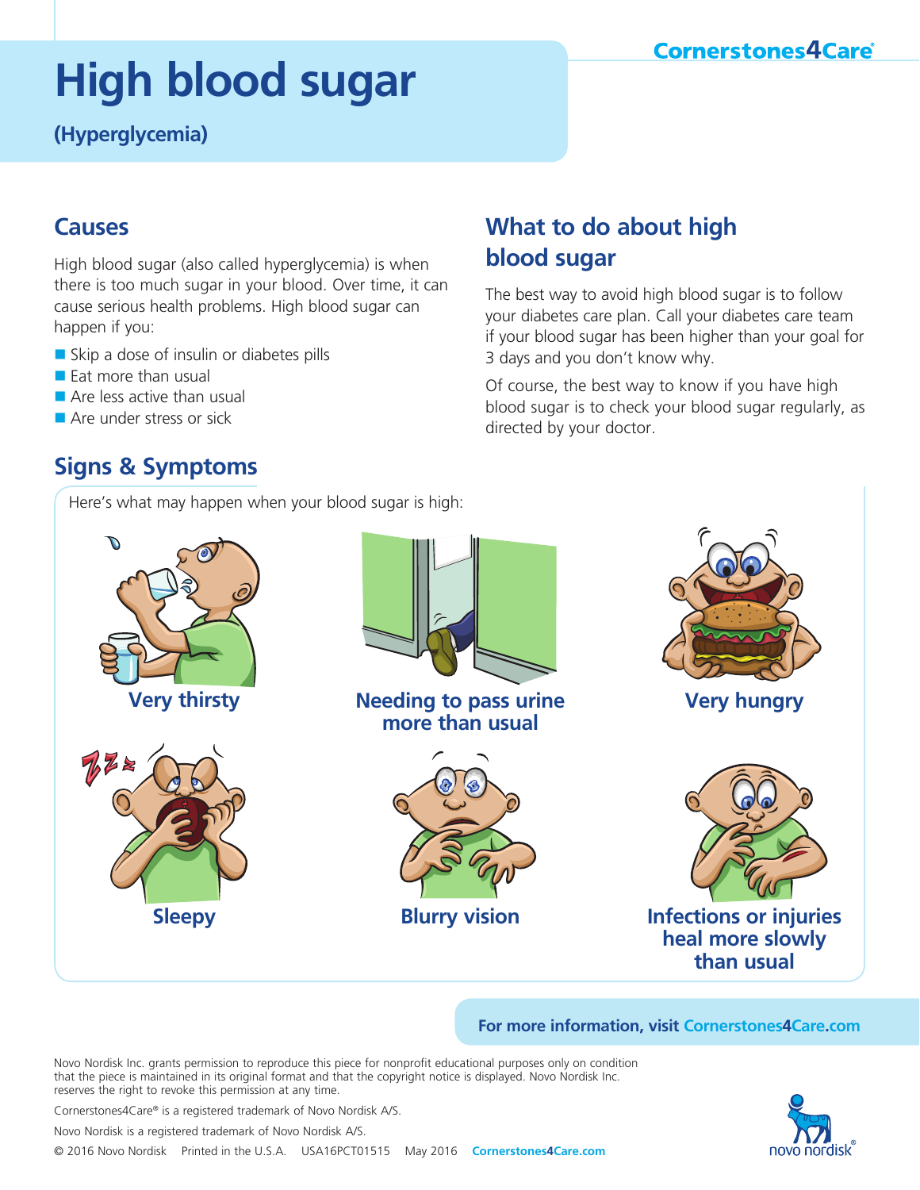Cornerstones4Care®

# High blood sugar

**(Hyperglycemia)**

## Causes

High blood sugar (also called hyperglycemia) is when there is too much sugar in your blood. Over time, it can cause serious health problems. High blood sugar can happen if you:

- Skip a dose of insulin or diabetes pills
- Eat more than usual
- Are less active than usual
- Are under stress or sick

## What to do about high blood sugar

The best way to avoid high blood sugar is to follow your diabetes care plan. Call your diabetes care team if your blood sugar has been higher than your goal for 3 days and you don't know why.

Of course, the best way to know if you have high blood sugar is to check your blood sugar regularly, as directed by your doctor.

## Signs & Symptoms

Here's what may happen when your blood sugar is high:

**Very thirsty**

**Needing to pass urine more than usual**

**Very hungry**

**Sleepy**

**Blurry vision**

**Infections or injuries heal more slowly than usual**

**For more information, visit Cornerstones4Care.com**

Novo Nordisk Inc. grants permission to reproduce this piece for nonprofit educational purposes only on condition that the piece is maintained in its original format and that the copyright notice is displayed. Novo Nordisk Inc. reserves the right to revoke this permission at any time.

Cornerstones4Care® is a registered trademark of Novo Nordisk A/S.

Novo Nordisk is a registered trademark of Novo Nordisk A/S.

© 2016 Novo Nordisk Printed in the U.S.A. USA16PCT01515 May 2016 Cornerstones4Care.com

novo nordisk®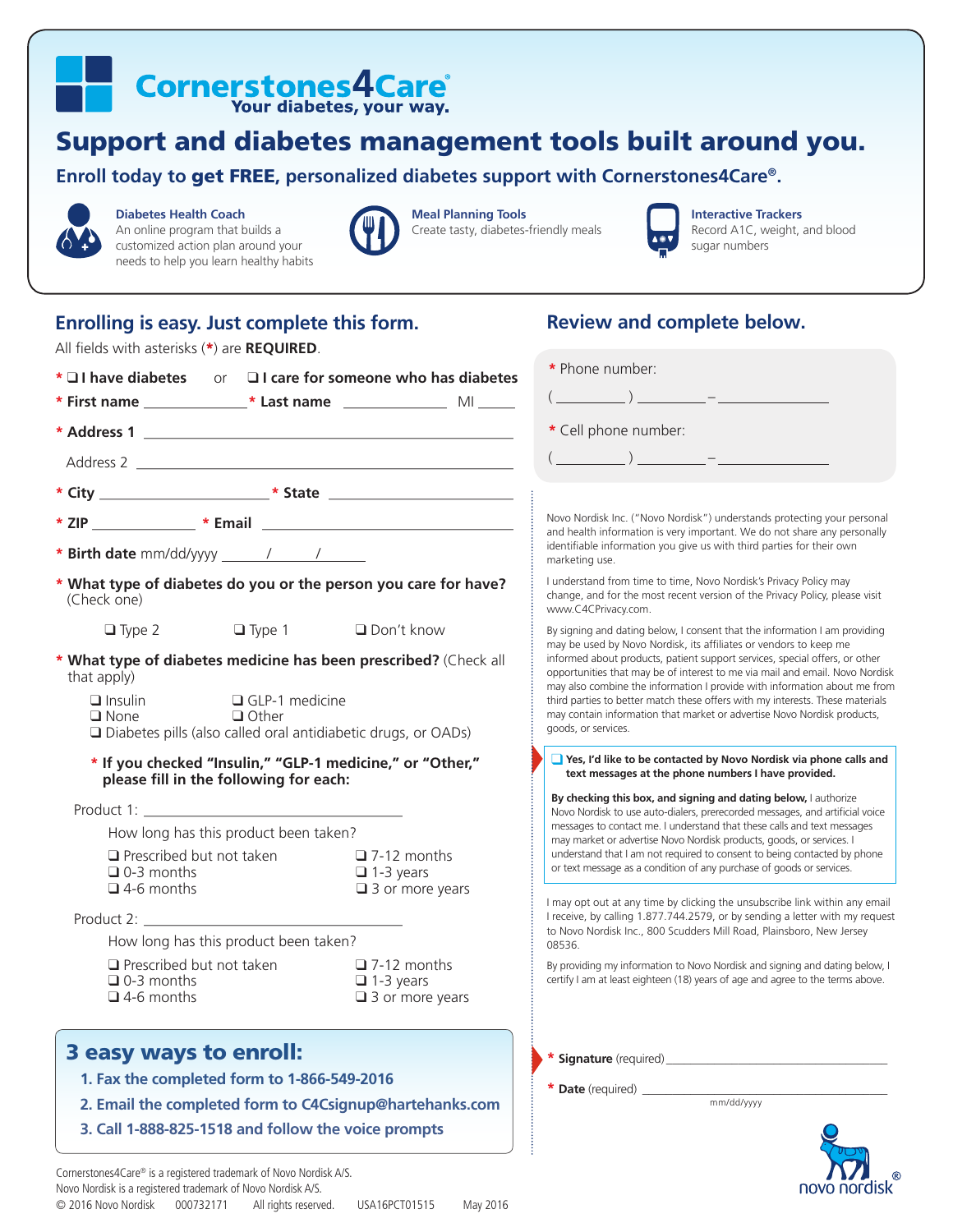# Cornerstones4Care®

Your diabetes, your way.

## Support and diabetes management tools built around you.

### Enroll today to **get FREE**, personalized diabetes support with Cornerstones4Care®.

**Diabetes Health Coach**
An online program that builds a customized action plan around your needs to help you learn healthy habits

**Meal Planning Tools**
Create tasty, diabetes-friendly meals

**Interactive Trackers**
Record A1C, weight, and blood sugar numbers

## Enrolling is easy. Just complete this form.

All fields with asterisks (*) are **REQUIRED**.

* ❑ **I have diabetes** or ❑ **I care for someone who has diabetes**

* **First name** ______________ * **Last name** ______________ MI _____

* **Address 1** ________________________________________

Address 2 ________________________________________

* **City** ______________________ * **State** ______________________

* **ZIP** ______________ * **Email** ________________________________

* **Birth date** mm/dd/yyyy _____/_____/_____

* **What type of diabetes do you or the person you care for have?** (Check one)

❑ Type 2 ❑ Type 1 ❑ Don't know

* **What type of diabetes medicine has been prescribed?** (Check all that apply)

❑ Insulin ❑ GLP-1 medicine
❑ None ❑ Other
❑ Diabetes pills (also called oral antidiabetic drugs, or OADs)

* **If you checked "Insulin," "GLP-1 medicine," or "Other," please fill in the following for each:**

Product 1: ______________________________

How long has this product been taken?

❑ Prescribed but not taken ❑ 7-12 months
❑ 0-3 months ❑ 1-3 years
❑ 4-6 months ❑ 3 or more years

Product 2: ______________________________

How long has this product been taken?

❑ Prescribed but not taken ❑ 7-12 months
❑ 0-3 months ❑ 1-3 years
❑ 4-6 months ❑ 3 or more years

## 3 easy ways to enroll:

1. **Fax the completed form to 1-866-549-2016**
2. **Email the completed form to C4Csignup@hartehanks.com**
3. **Call 1-888-825-1518 and follow the voice prompts**

## Review and complete below.

* Phone number:
( _________ ) _________ – ______________

* Cell phone number:
( _________ ) _________ – ______________

Novo Nordisk Inc. ("Novo Nordisk") understands protecting your personal and health information is very important. We do not share any personally identifiable information you give us with third parties for their own marketing use.

I understand from time to time, Novo Nordisk's Privacy Policy may change, and for the most recent version of the Privacy Policy, please visit www.C4CPrivacy.com.

By signing and dating below, I consent that the information I am providing may be used by Novo Nordisk, its affiliates or vendors to keep me informed about products, patient support services, special offers, or other opportunities that may be of interest to me via mail and email. Novo Nordisk may also combine the information I provide with information about me from third parties to better match these offers with my interests. These materials may contain information that market or advertise Novo Nordisk products, goods, or services.

❑ **Yes, I'd like to be contacted by Novo Nordisk via phone calls and text messages at the phone numbers I have provided.**

**By checking this box, and signing and dating below,** I authorize Novo Nordisk to use auto-dialers, prerecorded messages, and artificial voice messages to contact me. I understand that these calls and text messages may market or advertise Novo Nordisk products, goods, or services. I understand that I am not required to consent to being contacted by phone or text message as a condition of any purchase of goods or services.

I may opt out at any time by clicking the unsubscribe link within any email I receive, by calling 1.877.744.2579, or by sending a letter with my request to Novo Nordisk Inc., 800 Scudders Mill Road, Plainsboro, New Jersey 08536.

By providing my information to Novo Nordisk and signing and dating below, I certify I am at least eighteen (18) years of age and agree to the terms above.

* **Signature** (required) ______________________________

* **Date** (required) ______________________________
mm/dd/yyyy

novo nordisk®

Cornerstones4Care® is a registered trademark of Novo Nordisk A/S.
Novo Nordisk is a registered trademark of Novo Nordisk A/S.
© 2016 Novo Nordisk 000732171 All rights reserved. USA16PCT01515 May 2016